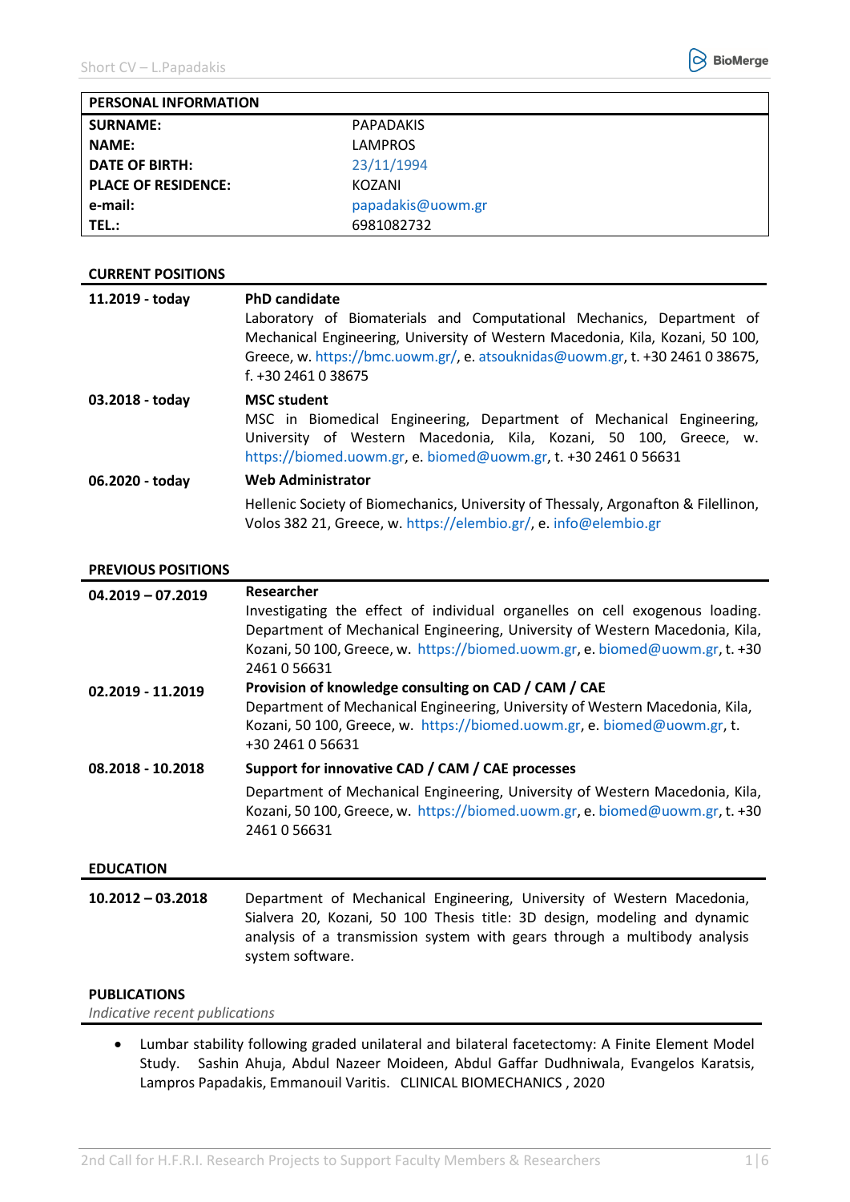| PERSONAL INFORMATION | |
|---|---|
| **SURNAME:** | PAPADAKIS |
| **NAME:** | LAMPROS |
| **DATE OF BIRTH:** | 23/11/1994 |
| **PLACE OF RESIDENCE:** | KOZANI |
| **e-mail:** | papadakis@uowm.gr |
| **TEL.:** | 6981082732 |

## CURRENT POSITIONS

**11.2019 - today**
**PhD candidate**
Laboratory of Biomaterials and Computational Mechanics, Department of Mechanical Engineering, University of Western Macedonia, Kila, Kozani, 50 100, Greece, w. https://bmc.uowm.gr/, e. atsouknidas@uowm.gr, t. +30 2461 0 38675, f. +30 2461 0 38675

**03.2018 - today**
**MSC student**
MSC in Biomedical Engineering, Department of Mechanical Engineering, University of Western Macedonia, Kila, Kozani, 50 100, Greece, w. https://biomed.uowm.gr, e. biomed@uowm.gr, t. +30 2461 0 56631

**06.2020 - today**
**Web Administrator**
Hellenic Society of Biomechanics, University of Thessaly, Argonafton & Filellinon, Volos 382 21, Greece, w. https://elembio.gr/, e. info@elembio.gr

## PREVIOUS POSITIONS

**04.2019 – 07.2019**
**Researcher**
Investigating the effect of individual organelles on cell exogenous loading. Department of Mechanical Engineering, University of Western Macedonia, Kila, Kozani, 50 100, Greece, w. https://biomed.uowm.gr, e. biomed@uowm.gr, t. +30 2461 0 56631

**02.2019 - 11.2019**
**Provision of knowledge consulting on CAD / CAM / CAE**
Department of Mechanical Engineering, University of Western Macedonia, Kila, Kozani, 50 100, Greece, w. https://biomed.uowm.gr, e. biomed@uowm.gr, t. +30 2461 0 56631

**08.2018 - 10.2018**
**Support for innovative CAD / CAM / CAE processes**
Department of Mechanical Engineering, University of Western Macedonia, Kila, Kozani, 50 100, Greece, w. https://biomed.uowm.gr, e. biomed@uowm.gr, t. +30 2461 0 56631

## EDUCATION

**10.2012 – 03.2018**
Department of Mechanical Engineering, University of Western Macedonia, Sialvera 20, Kozani, 50 100 Thesis title: 3D design, modeling and dynamic analysis of a transmission system with gears through a multibody analysis system software.

## PUBLICATIONS

*Indicative recent publications*

- Lumbar stability following graded unilateral and bilateral facetectomy: A Finite Element Model Study. Sashin Ahuja, Abdul Nazeer Moideen, Abdul Gaffar Dudhniwala, Evangelos Karatsis, Lampros Papadakis, Emmanouil Varitis. CLINICAL BIOMECHANICS , 2020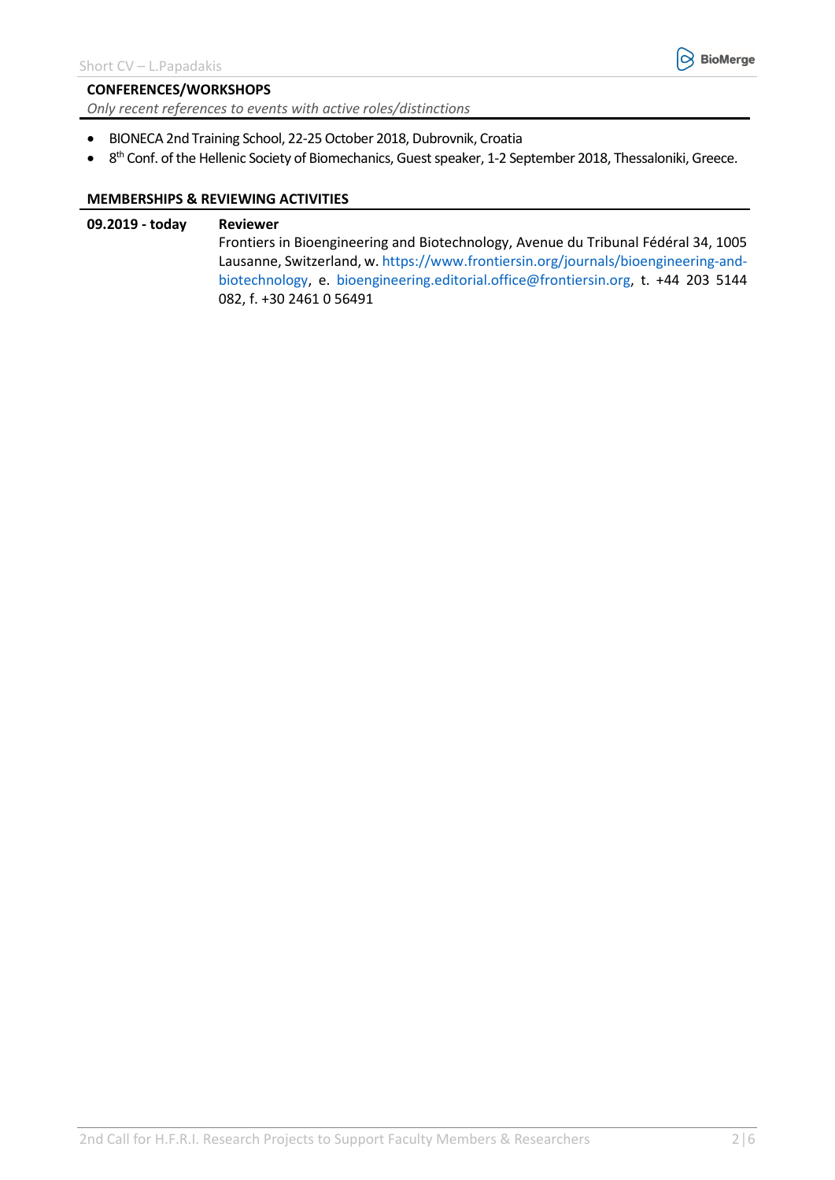## CONFERENCES/WORKSHOPS

*Only recent references to events with active roles/distinctions*

- BIONECA 2nd Training School, 22-25 October 2018, Dubrovnik, Croatia
- 8th Conf. of the Hellenic Society of Biomechanics, Guest speaker, 1-2 September 2018, Thessaloniki, Greece.

## MEMBERSHIPS & REVIEWING ACTIVITIES

**09.2019 - today** **Reviewer**
Frontiers in Bioengineering and Biotechnology, Avenue du Tribunal Fédéral 34, 1005 Lausanne, Switzerland, w. https://www.frontiersin.org/journals/bioengineering-and-biotechnology, e. bioengineering.editorial.office@frontiersin.org, t. +44 203 5144 082, f. +30 2461 0 56491